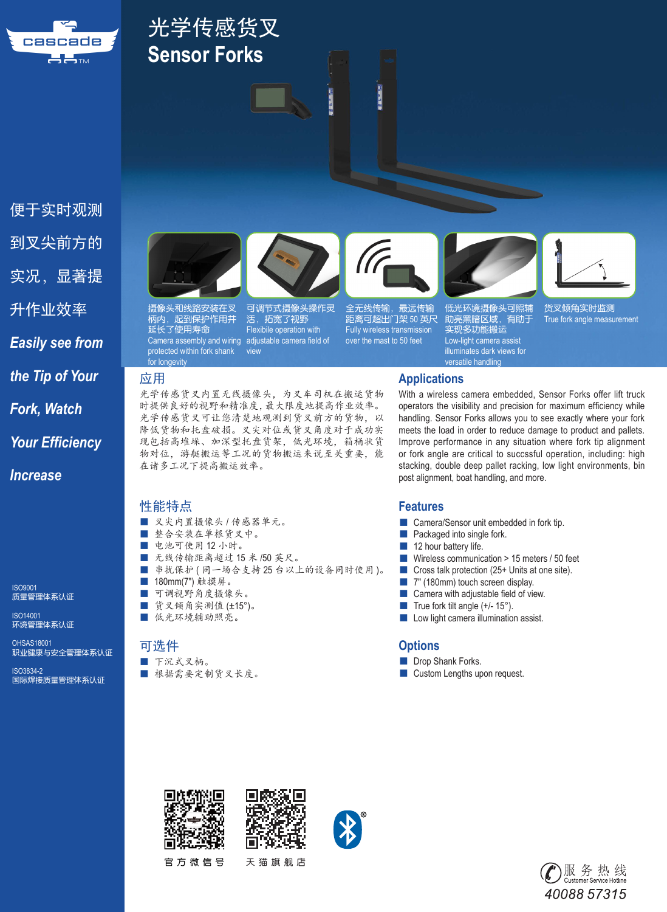# 光学传感货叉
# Sensor Forks

便于实时观测到叉尖前方的实况，显著提升作业效率

***Easily see from the Tip of Your Fork, Watch Your Efficiency Increase***

摄像头和线路安装在叉柄内，起到保护作用并延长了使用寿命
Camera assembly and wiring protected within fork shank for longevity

可调节式摄像头操作灵活，拓宽了视野
Flexibile operation with adjustable camera field of view

全无线传输，最远传输距离可超出门架 50 英尺
Fully wireless transmission over the mast to 50 feet

低光环境摄像头可照辅助亮黑暗区域，有助于实现多功能搬运
Low-light camera assist illuminates dark views for versatile handling

货叉倾角实时监测
True fork angle measurement

## 应用

光学传感货叉内置无线摄像头，为叉车司机在搬运货物时提供良好的视野和精准度，最大限度地提高作业效率。光学传感货叉可让您清楚地观测到货叉前方的货物，以降低货物和托盘破损。叉尖对位或货叉角度对于成功实现包括高堆垛、加深型托盘货架，低光环境，箱桶状货物对位，游艇搬运等工况的货物搬运来说至关重要，能在诸多工况下提高搬运效率。

## Applications

With a wireless camera embedded, Sensor Forks offer lift truck operators the visibility and precision for maximum efficiency while handling. Sensor Forks allows you to see exactly where your fork meets the load in order to reduce damage to product and pallets. Improve performance in any situation where fork tip alignment or fork angle are critical to succssful operation, including: high stacking, double deep pallet racking, low light environments, bin post alignment, boat handling, and more.

## 性能特点

- 叉尖内置摄像头 / 传感器单元。
- 整合安装在单根货叉中。
- 电池可使用 12 小时。
- 无线传输距离超过 15 米 /50 英尺。
- 串扰保护 ( 同一场合支持 25 台以上的设备同时使用 )。
- 180mm(7") 触摸屏。
- 可调视野角度摄像头。
- 货叉倾角实测值 (±15°)。
- 低光环境辅助照亮。

## Features

- Camera/Sensor unit embedded in fork tip.
- Packaged into single fork.
- 12 hour battery life.
- Wireless communication > 15 meters / 50 feet
- Cross talk protection (25+ Units at one site).
- 7" (180mm) touch screen display.
- Camera with adjustable field of view.
- True fork tilt angle (+/- 15°).
- Low light camera illumination assist.

## 可选件

- 下沉式叉柄。
- 根据需要定制货叉长度。

## Options

- Drop Shank Forks.
- Custom Lengths upon request.

ISO9001
质量管理体系认证

ISO14001
环境管理体系认证

OHSAS18001
职业健康与安全管理体系认证

ISO3834-2
国际焊接质量管理体系认证

官方微信号　　天猫旗舰店

服务热线
Customer Service Hotline
40088 57315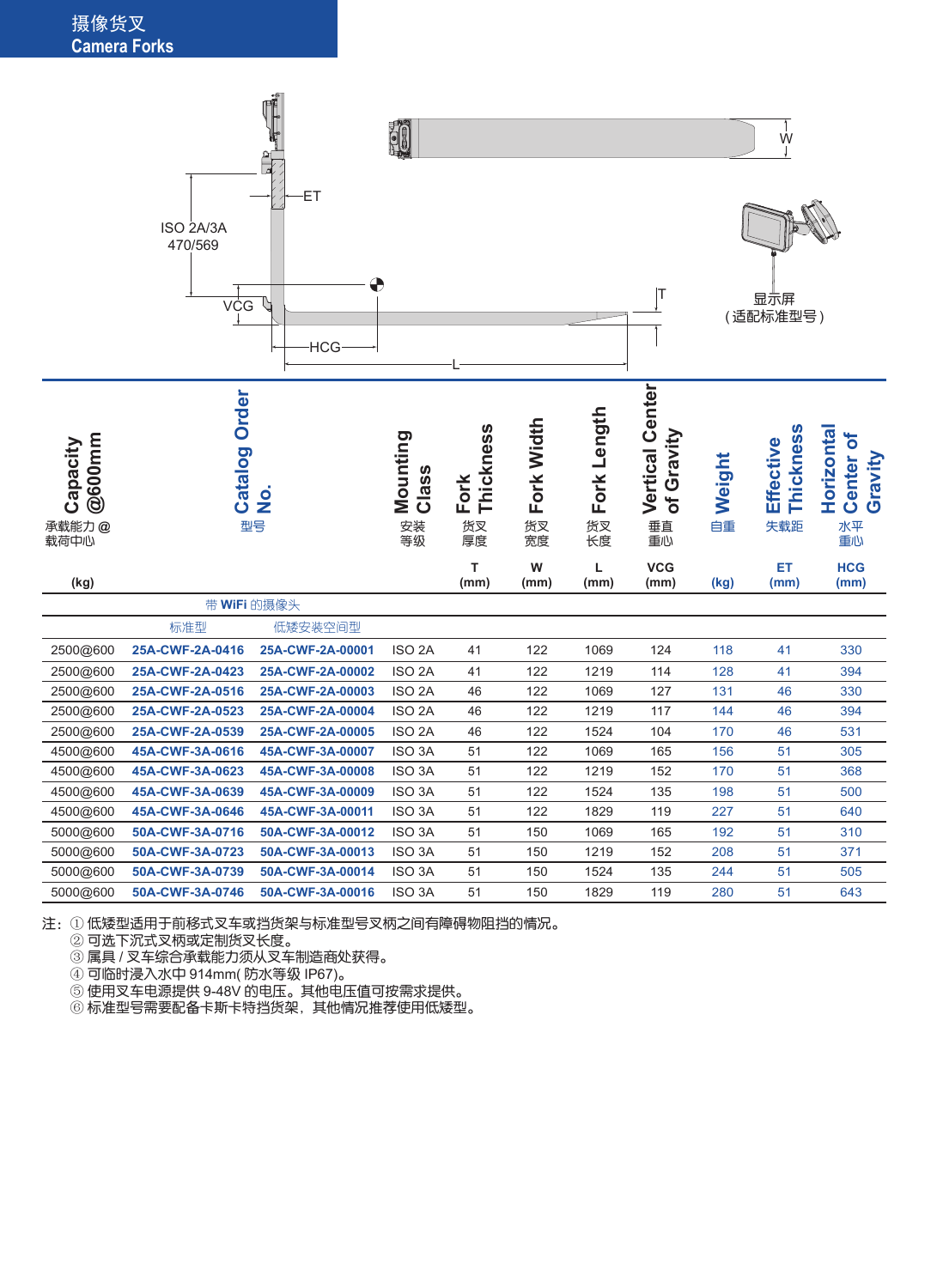# 摄像货叉
# Camera Forks

ISO 2A/3A 470/569

ET

VCG

HCG

L

T

W

显示屏
（适配标准型号）

| Capacity @600mm 承载能力 @ 载荷中心 (kg) | Catalog Order No. 型号 | | Mounting Class 安装等级 | Fork Thickness 货叉厚度 T (mm) | Fork Width 货叉宽度 W (mm) | Fork Length 货叉长度 L (mm) | Vertical Center of Gravity 垂直重心 VCG (mm) | Weight 自重 (kg) | Effective Thickness 失载距 ET (mm) | Horizontal Center of Gravity 水平重心 HCG (mm) |
|---|---|---|---|---|---|---|---|---|---|---|
| | 带 WiFi 的摄像头 | | | | | | | | | |
| | 标准型 | 低矮安装空间型 | | | | | | | | |
| 2500@600 | 25A-CWF-2A-0416 | 25A-CWF-2A-00001 | ISO 2A | 41 | 122 | 1069 | 124 | 118 | 41 | 330 |
| 2500@600 | 25A-CWF-2A-0423 | 25A-CWF-2A-00002 | ISO 2A | 41 | 122 | 1219 | 114 | 128 | 41 | 394 |
| 2500@600 | 25A-CWF-2A-0516 | 25A-CWF-2A-00003 | ISO 2A | 46 | 122 | 1069 | 127 | 131 | 46 | 330 |
| 2500@600 | 25A-CWF-2A-0523 | 25A-CWF-2A-00004 | ISO 2A | 46 | 122 | 1219 | 117 | 144 | 46 | 394 |
| 2500@600 | 25A-CWF-2A-0539 | 25A-CWF-2A-00005 | ISO 2A | 46 | 122 | 1524 | 104 | 170 | 46 | 531 |
| 4500@600 | 45A-CWF-3A-0616 | 45A-CWF-3A-00007 | ISO 3A | 51 | 122 | 1069 | 165 | 156 | 51 | 305 |
| 4500@600 | 45A-CWF-3A-0623 | 45A-CWF-3A-00008 | ISO 3A | 51 | 122 | 1219 | 152 | 170 | 51 | 368 |
| 4500@600 | 45A-CWF-3A-0639 | 45A-CWF-3A-00009 | ISO 3A | 51 | 122 | 1524 | 135 | 198 | 51 | 500 |
| 4500@600 | 45A-CWF-3A-0646 | 45A-CWF-3A-00011 | ISO 3A | 51 | 122 | 1829 | 119 | 227 | 51 | 640 |
| 5000@600 | 50A-CWF-3A-0716 | 50A-CWF-3A-00012 | ISO 3A | 51 | 150 | 1069 | 165 | 192 | 51 | 310 |
| 5000@600 | 50A-CWF-3A-0723 | 50A-CWF-3A-00013 | ISO 3A | 51 | 150 | 1219 | 152 | 208 | 51 | 371 |
| 5000@600 | 50A-CWF-3A-0739 | 50A-CWF-3A-00014 | ISO 3A | 51 | 150 | 1524 | 135 | 244 | 51 | 505 |
| 5000@600 | 50A-CWF-3A-0746 | 50A-CWF-3A-00016 | ISO 3A | 51 | 150 | 1829 | 119 | 280 | 51 | 643 |

注：① 低矮型适用于前移式叉车或挡货架与标准型号叉柄之间有障碍物阻挡的情况。
② 可选下沉式叉柄或定制货叉长度。
③ 属具 / 叉车综合承载能力须从叉车制造商处获得。
④ 可临时浸入水中 914mm( 防水等级 IP67)。
⑤ 使用叉车电源提供 9-48V 的电压。其他电压值可按需求提供。
⑥ 标准型号需要配备卡斯卡特挡货架，其他情况推荐使用低矮型。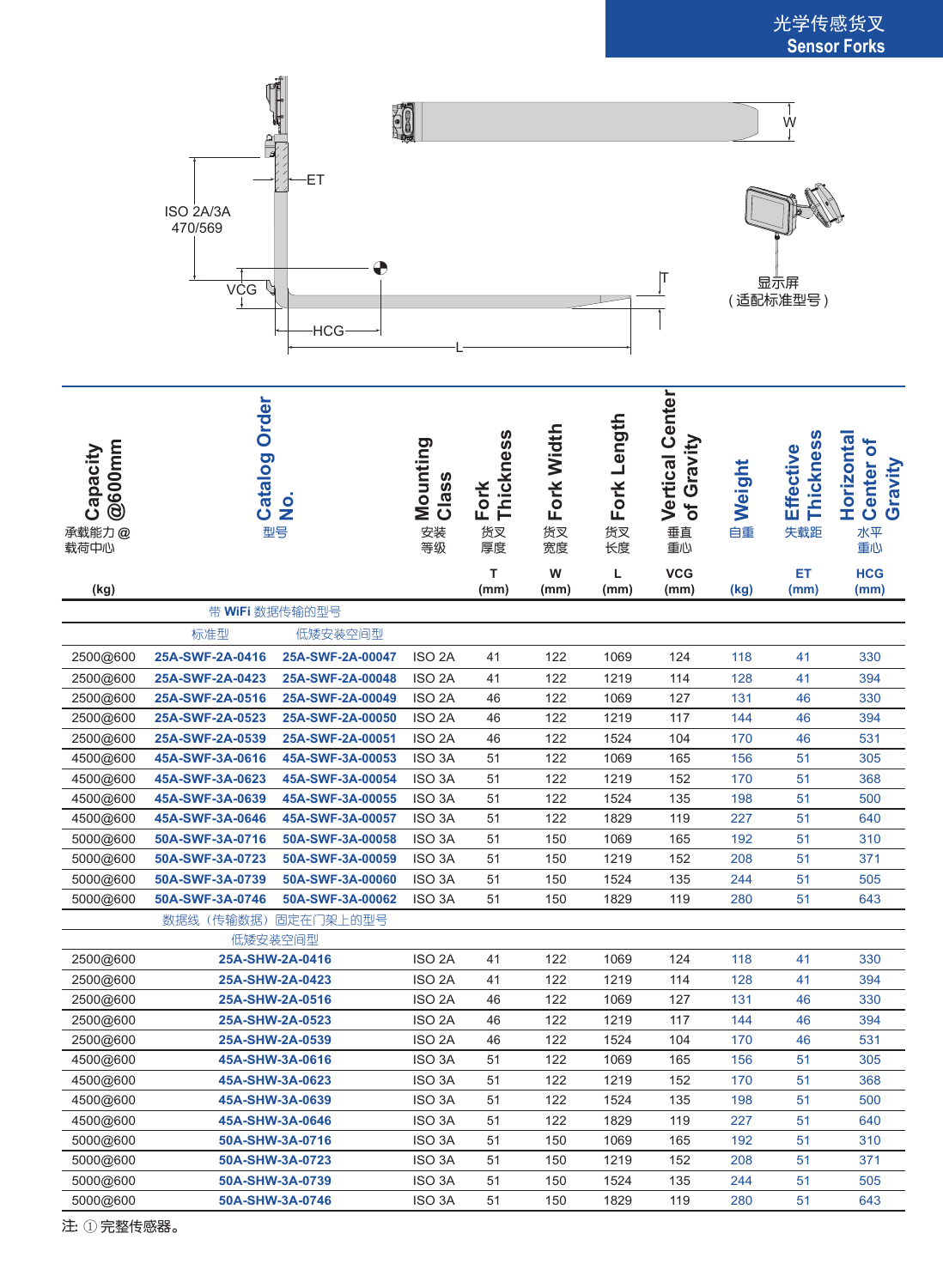# 光学传感货叉
## Sensor Forks

ISO 2A/3A 470/569

ET

VCG

HCG

L

W

T

显示屏
（适配标准型号）

| Capacity @600mm 承载能力@载荷中心 (kg) | Catalog Order No. 型号 | | Mounting Class 安装等级 | Fork Thickness 货叉厚度 T (mm) | Fork Width 货叉宽度 W (mm) | Fork Length 货叉长度 L (mm) | Vertical Center of Gravity 垂直重心 VCG (mm) | Weight 自重 (kg) | Effective Thickness 失载距 ET (mm) | Horizontal Center of Gravity 水平重心 HCG (mm) |
|---|---|---|---|---|---|---|---|---|---|---|
| | 带 WiFi 数据传输的型号 | | | | | | | | | |
| | 标准型 | 低矮安装空间型 | | | | | | | | |
| 2500@600 | 25A-SWF-2A-0416 | 25A-SWF-2A-00047 | ISO 2A | 41 | 122 | 1069 | 124 | 118 | 41 | 330 |
| 2500@600 | 25A-SWF-2A-0423 | 25A-SWF-2A-00048 | ISO 2A | 41 | 122 | 1219 | 114 | 128 | 41 | 394 |
| 2500@600 | 25A-SWF-2A-0516 | 25A-SWF-2A-00049 | ISO 2A | 46 | 122 | 1069 | 127 | 131 | 46 | 330 |
| 2500@600 | 25A-SWF-2A-0523 | 25A-SWF-2A-00050 | ISO 2A | 46 | 122 | 1219 | 117 | 144 | 46 | 394 |
| 2500@600 | 25A-SWF-2A-0539 | 25A-SWF-2A-00051 | ISO 2A | 46 | 122 | 1524 | 104 | 170 | 46 | 531 |
| 4500@600 | 45A-SWF-3A-0616 | 45A-SWF-3A-00053 | ISO 3A | 51 | 122 | 1069 | 165 | 156 | 51 | 305 |
| 4500@600 | 45A-SWF-3A-0623 | 45A-SWF-3A-00054 | ISO 3A | 51 | 122 | 1219 | 152 | 170 | 51 | 368 |
| 4500@600 | 45A-SWF-3A-0639 | 45A-SWF-3A-00055 | ISO 3A | 51 | 122 | 1524 | 135 | 198 | 51 | 500 |
| 4500@600 | 45A-SWF-3A-0646 | 45A-SWF-3A-00057 | ISO 3A | 51 | 122 | 1829 | 119 | 227 | 51 | 640 |
| 5000@600 | 50A-SWF-3A-0716 | 50A-SWF-3A-00058 | ISO 3A | 51 | 150 | 1069 | 165 | 192 | 51 | 310 |
| 5000@600 | 50A-SWF-3A-0723 | 50A-SWF-3A-00059 | ISO 3A | 51 | 150 | 1219 | 152 | 208 | 51 | 371 |
| 5000@600 | 50A-SWF-3A-0739 | 50A-SWF-3A-00060 | ISO 3A | 51 | 150 | 1524 | 135 | 244 | 51 | 505 |
| 5000@600 | 50A-SWF-3A-0746 | 50A-SWF-3A-00062 | ISO 3A | 51 | 150 | 1829 | 119 | 280 | 51 | 643 |
| | 数据线（传输数据）固定在门架上的型号 | | | | | | | | | |
| | 低矮安装空间型 | | | | | | | | | |
| 2500@600 | 25A-SHW-2A-0416 | | ISO 2A | 41 | 122 | 1069 | 124 | 118 | 41 | 330 |
| 2500@600 | 25A-SHW-2A-0423 | | ISO 2A | 41 | 122 | 1219 | 114 | 128 | 41 | 394 |
| 2500@600 | 25A-SHW-2A-0516 | | ISO 2A | 46 | 122 | 1069 | 127 | 131 | 46 | 330 |
| 2500@600 | 25A-SHW-2A-0523 | | ISO 2A | 46 | 122 | 1219 | 117 | 144 | 46 | 394 |
| 2500@600 | 25A-SHW-2A-0539 | | ISO 2A | 46 | 122 | 1524 | 104 | 170 | 46 | 531 |
| 4500@600 | 45A-SHW-3A-0616 | | ISO 3A | 51 | 122 | 1069 | 165 | 156 | 51 | 305 |
| 4500@600 | 45A-SHW-3A-0623 | | ISO 3A | 51 | 122 | 1219 | 152 | 170 | 51 | 368 |
| 4500@600 | 45A-SHW-3A-0639 | | ISO 3A | 51 | 122 | 1524 | 135 | 198 | 51 | 500 |
| 4500@600 | 45A-SHW-3A-0646 | | ISO 3A | 51 | 122 | 1829 | 119 | 227 | 51 | 640 |
| 5000@600 | 50A-SHW-3A-0716 | | ISO 3A | 51 | 150 | 1069 | 165 | 192 | 51 | 310 |
| 5000@600 | 50A-SHW-3A-0723 | | ISO 3A | 51 | 150 | 1219 | 152 | 208 | 51 | 371 |
| 5000@600 | 50A-SHW-3A-0739 | | ISO 3A | 51 | 150 | 1524 | 135 | 244 | 51 | 505 |
| 5000@600 | 50A-SHW-3A-0746 | | ISO 3A | 51 | 150 | 1829 | 119 | 280 | 51 | 643 |

注: ① 完整传感器。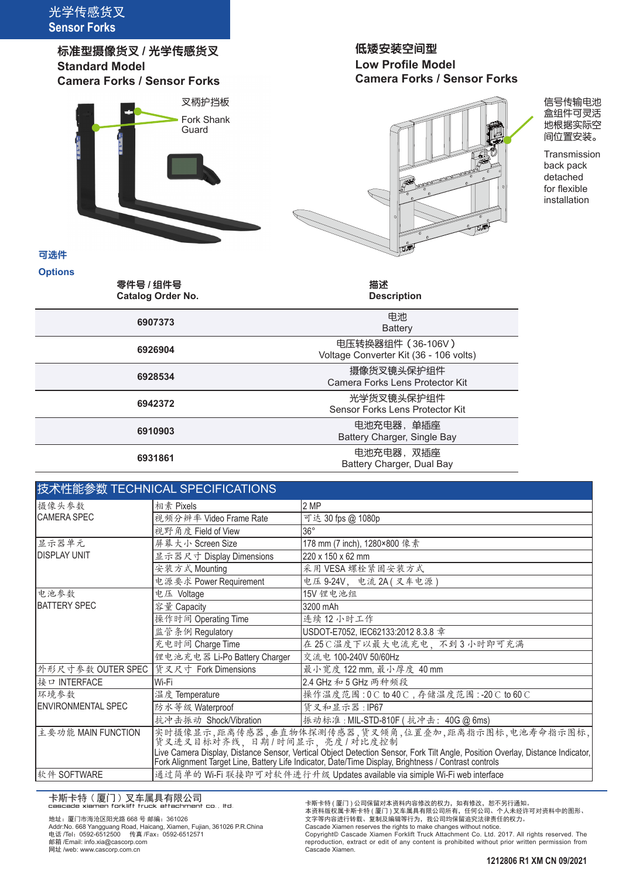# 光学传感货叉
# Sensor Forks

## 标准型摄像货叉 / 光学传感货叉
## Standard Model
## Camera Forks / Sensor Forks

叉柄护挡板

Fork Shank Guard

## 低矮安装空间型
## Low Profile Model
## Camera Forks / Sensor Forks

信号传输电池盒组件可灵活地根据实际空间位置安装。

Transmission back pack detached for flexible installation

### 可选件
### Options

| 零件号 / 组件号<br>Catalog Order No. | 描述<br>Description |
|---|---|
| 6907373 | 电池<br>Battery |
| 6926904 | 电压转换器组件（36-106V）<br>Voltage Converter Kit (36 - 106 volts) |
| 6928534 | 摄像货叉镜头保护组件<br>Camera Forks Lens Protector Kit |
| 6942372 | 光学货叉镜头保护组件<br>Sensor Forks Lens Protector Kit |
| 6910903 | 电池充电器，单插座<br>Battery Charger, Single Bay |
| 6931861 | 电池充电器，双插座<br>Battery Charger, Dual Bay |

## 技术性能参数 TECHNICAL SPECIFICATIONS

| | | |
|---|---|---|
| 摄像头参数<br>CAMERA SPEC | 相素 Pixels | 2 MP |
| | 视频分辨率 Video Frame Rate | 可达 30 fps @ 1080p |
| | 视野角度 Field of View | 36° |
| 显示器单元<br>DISPLAY UNIT | 屏幕大小 Screen Size | 178 mm (7 inch), 1280×800 像素 |
| | 显示器尺寸 Display Dimensions | 220 x 150 x 62 mm |
| | 安装方式 Mounting | 采用 VESA 螺栓紧固安装方式 |
| | 电源要求 Power Requirement | 电压 9-24V， 电流 2A ( 叉车电源 ) |
| 电池参数<br>BATTERY SPEC | 电压 Voltage | 15V 锂电池组 |
| | 容量 Capacity | 3200 mAh |
| | 操作时间 Operating Time | 连续 12 小时工作 |
| | 监管条例 Regulatory | USDOT-E7052, IEC62133:2012 8.3.8 章 |
| | 充电时间 Charge Time | 在 25 C 温度下以最大电流充电， 不到 3 小时即可充满 |
| | 锂电池充电器 Li-Po Battery Charger | 交流电 100-240V 50/60Hz |
| 外形尺寸参数 OUTER SPEC | 货叉尺寸 Fork Dimensions | 最小宽度 122 mm, 最小厚度 40 mm |
| 接口 INTERFACE | Wi-Fi | 2.4 GHz 和 5 GHz 两种频段 |
| 环境参数<br>ENVIRONMENTAL SPEC | 温度 Temperature | 操作温度范围 : 0 C to 40 C , 存储温度范围 : -20 C to 60 C |
| | 防水等级 Waterproof | 货叉和显示器 : IP67 |
| | 抗冲击振动 Shock/Vibration | 振动标准 : MIL-STD-810F ( 抗冲击 : 40G @ 6ms) |
| 主要功能 MAIN FUNCTION | 实时摄像显示，距离传感器，垂直物体探测传感器，货叉倾角，位置叠加，距离指示图标，电池寿命指示图标，货叉迭目标对齐线， 日期 / 时间显示， 亮度 / 对比度控制<br>Live Camera Display, Distance Sensor, Vertical Object Detection Sensor, Fork Tilt Angle, Position Overlay, Distance Indicator, Fork Alignment Target Line, Battery Life Indicator, Date/Time Display, Brightness / Contrast controls | |
| 软件 SOFTWARE | 通过简单的 Wi-Fi 联接即可对软件进行升级 Updates available via simiple Wi-Fi web interface | |

卡斯卡特（厦门）叉车属具有限公司
cascade xiamen forklift truck attachment co., ltd.

地址：厦门市海沧区阳光路 668 号 邮编：361026
Addr:No. 668 Yangguang Road, Haicang, Xiamen, Fujian, 361026 P.R.China
电话 /Tel：0592-6512500 传真 /Fax：0592-6512571
邮箱 /Email: info.xia@cascorp.com
网址 /web: www.cascorp.com.cn

卡斯卡特 ( 厦门 ) 公司保留对本资料内容修改的权力，如有修改，恕不另行通知。
本资料版权属卡斯卡特 ( 厦门 ) 叉车属具有限公司所有，任何公司、个人未经许可对资料中的图形、文字等内容进行转载、复制及编辑等行为，我公司均保留追究法律责任的权力。
Cascade Xiamen reserves the rights to make changes without notice.
Copyright© Cascade Xiamen Forklift Truck Attachment Co. Ltd. 2017. All rights reserved. The reproduction, extract or edit of any content is prohibited without prior written permission from Cascade Xiamen.

1212806 R1 XM CN 09/2021